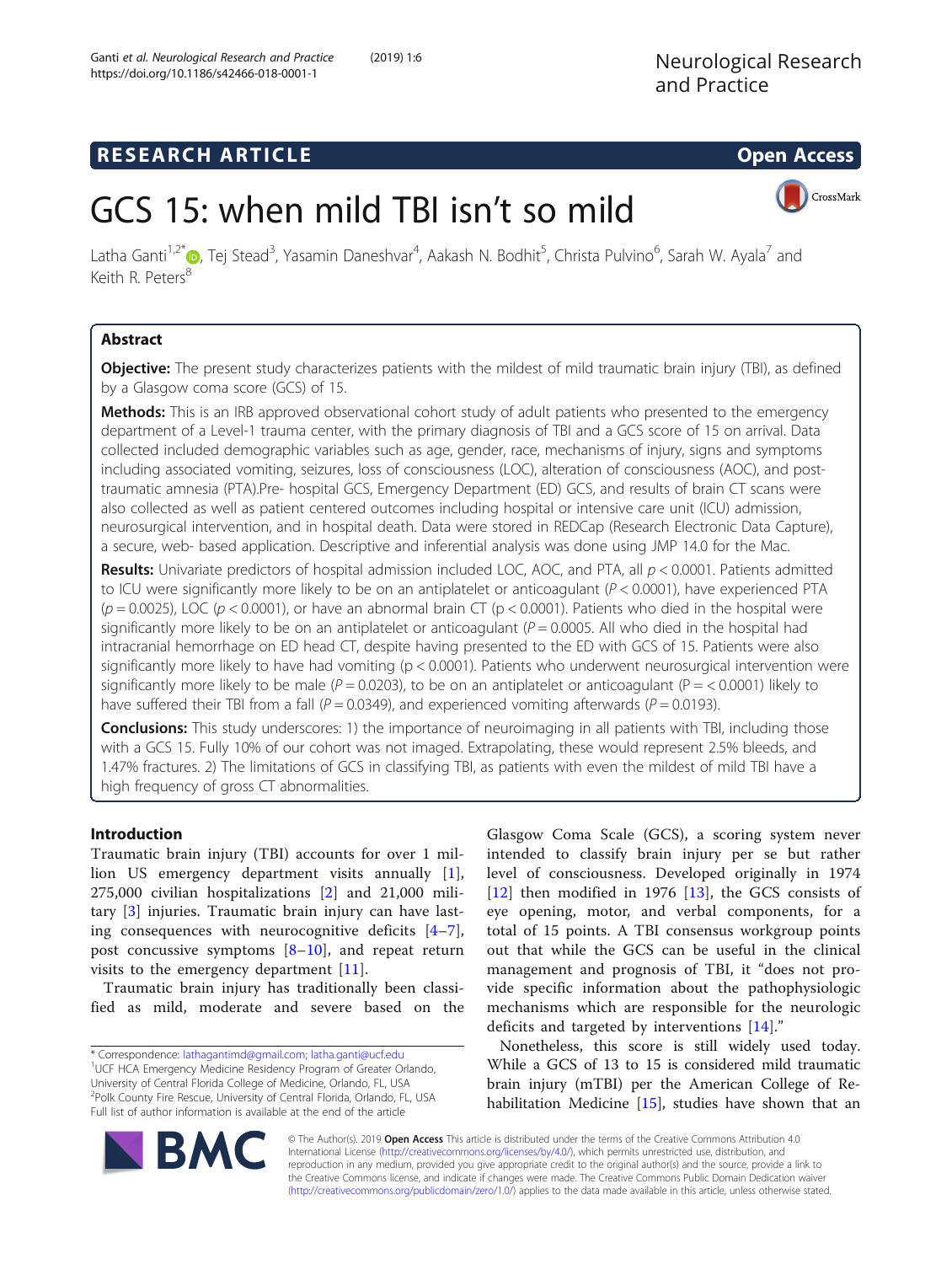RESEARCH ARTICLE

Open Access

# GCS 15: when mild TBI isn't so mild

Latha Ganti[1,2*], Tej Stead[3], Yasamin Daneshvar[4], Aakash N. Bodhit[5], Christa Pulvino[6], Sarah W. Ayala[7] and Keith R. Peters[8]

## Abstract

**Objective:** The present study characterizes patients with the mildest of mild traumatic brain injury (TBI), as defined by a Glasgow coma score (GCS) of 15.

**Methods:** This is an IRB approved observational cohort study of adult patients who presented to the emergency department of a Level-1 trauma center, with the primary diagnosis of TBI and a GCS score of 15 on arrival. Data collected included demographic variables such as age, gender, race, mechanisms of injury, signs and symptoms including associated vomiting, seizures, loss of consciousness (LOC), alteration of consciousness (AOC), and post-traumatic amnesia (PTA).Pre- hospital GCS, Emergency Department (ED) GCS, and results of brain CT scans were also collected as well as patient centered outcomes including hospital or intensive care unit (ICU) admission, neurosurgical intervention, and in hospital death. Data were stored in REDCap (Research Electronic Data Capture), a secure, web- based application. Descriptive and inferential analysis was done using JMP 14.0 for the Mac.

**Results:** Univariate predictors of hospital admission included LOC, AOC, and PTA, all $p < 0.0001$. Patients admitted to ICU were significantly more likely to be on an antiplatelet or anticoagulant ($P < 0.0001$), have experienced PTA ($p = 0.0025$), LOC ($p < 0.0001$), or have an abnormal brain CT ($p < 0.0001$). Patients who died in the hospital were significantly more likely to be on an antiplatelet or anticoagulant ($P = 0.0005$. All who died in the hospital had intracranial hemorrhage on ED head CT, despite having presented to the ED with GCS of 15. Patients were also significantly more likely to have had vomiting ($p < 0.0001$). Patients who underwent neurosurgical intervention were significantly more likely to be male ($P = 0.0203$), to be on an antiplatelet or anticoagulant ($P = < 0.0001$) likely to have suffered their TBI from a fall ($P = 0.0349$), and experienced vomiting afterwards ($P = 0.0193$).

**Conclusions:** This study underscores: 1) the importance of neuroimaging in all patients with TBI, including those with a GCS 15. Fully 10% of our cohort was not imaged. Extrapolating, these would represent 2.5% bleeds, and 1.47% fractures. 2) The limitations of GCS in classifying TBI, as patients with even the mildest of mild TBI have a high frequency of gross CT abnormalities.

## Introduction

Traumatic brain injury (TBI) accounts for over 1 million US emergency department visits annually [1], 275,000 civilian hospitalizations [2] and 21,000 military [3] injuries. Traumatic brain injury can have lasting consequences with neurocognitive deficits [4–7], post concussive symptoms [8–10], and repeat return visits to the emergency department [11].

Traumatic brain injury has traditionally been classified as mild, moderate and severe based on the Glasgow Coma Scale (GCS), a scoring system never intended to classify brain injury per se but rather level of consciousness. Developed originally in 1974 [12] then modified in 1976 [13], the GCS consists of eye opening, motor, and verbal components, for a total of 15 points. A TBI consensus workgroup points out that while the GCS can be useful in the clinical management and prognosis of TBI, it "does not provide specific information about the pathophysiologic mechanisms which are responsible for the neurologic deficits and targeted by interventions [14]."

Nonetheless, this score is still widely used today. While a GCS of 13 to 15 is considered mild traumatic brain injury (mTBI) per the American College of Rehabilitation Medicine [15], studies have shown that an

\* Correspondence: lathagantimd@gmail.com; latha.ganti@ucf.edu
[1]UCF HCA Emergency Medicine Residency Program of Greater Orlando, University of Central Florida College of Medicine, Orlando, FL, USA
[2]Polk County Fire Rescue, University of Central Florida, Orlando, FL, USA
Full list of author information is available at the end of the article

© The Author(s). 2019 **Open Access** This article is distributed under the terms of the Creative Commons Attribution 4.0 International License (http://creativecommons.org/licenses/by/4.0/), which permits unrestricted use, distribution, and reproduction in any medium, provided you give appropriate credit to the original author(s) and the source, provide a link to the Creative Commons license, and indicate if changes were made. The Creative Commons Public Domain Dedication waiver (http://creativecommons.org/publicdomain/zero/1.0/) applies to the data made available in this article, unless otherwise stated.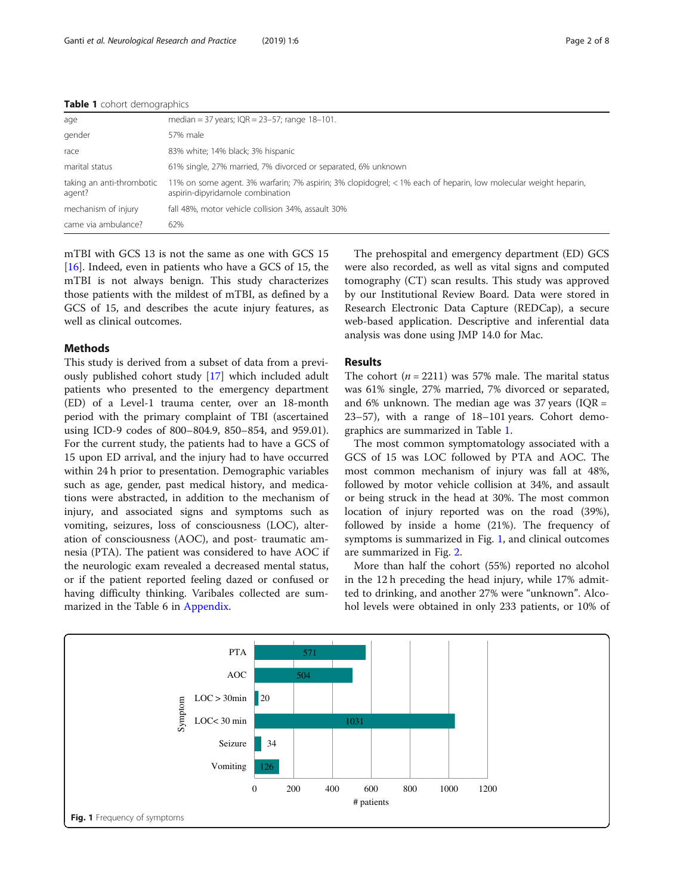**Table 1** cohort demographics

| | |
|---|---|
| age | median = 37 years; IQR = 23–57; range 18–101. |
| gender | 57% male |
| race | 83% white; 14% black; 3% hispanic |
| marital status | 61% single, 27% married, 7% divorced or separated, 6% unknown |
| taking an anti-thrombotic agent? | 11% on some agent. 3% warfarin; 7% aspirin; 3% clopidogrel; < 1% each of heparin, low molecular weight heparin, aspirin-dipyridamole combination |
| mechanism of injury | fall 48%, motor vehicle collision 34%, assault 30% |
| came via ambulance? | 62% |

mTBI with GCS 13 is not the same as one with GCS 15 [16]. Indeed, even in patients who have a GCS of 15, the mTBI is not always benign. This study characterizes those patients with the mildest of mTBI, as defined by a GCS of 15, and describes the acute injury features, as well as clinical outcomes.

## Methods

This study is derived from a subset of data from a previously published cohort study [17] which included adult patients who presented to the emergency department (ED) of a Level-1 trauma center, over an 18-month period with the primary complaint of TBI (ascertained using ICD-9 codes of 800–804.9, 850–854, and 959.01). For the current study, the patients had to have a GCS of 15 upon ED arrival, and the injury had to have occurred within 24 h prior to presentation. Demographic variables such as age, gender, past medical history, and medications were abstracted, in addition to the mechanism of injury, and associated signs and symptoms such as vomiting, seizures, loss of consciousness (LOC), alteration of consciousness (AOC), and post- traumatic amnesia (PTA). The patient was considered to have AOC if the neurologic exam revealed a decreased mental status, or if the patient reported feeling dazed or confused or having difficulty thinking. Varibales collected are summarized in the Table 6 in Appendix.

The prehospital and emergency department (ED) GCS were also recorded, as well as vital signs and computed tomography (CT) scan results. This study was approved by our Institutional Review Board. Data were stored in Research Electronic Data Capture (REDCap), a secure web-based application. Descriptive and inferential data analysis was done using JMP 14.0 for Mac.

## Results

The cohort ($n = 2211$) was 57% male. The marital status was 61% single, 27% married, 7% divorced or separated, and 6% unknown. The median age was 37 years (IQR = 23–57), with a range of 18–101 years. Cohort demographics are summarized in Table 1.

The most common symptomatology associated with a GCS of 15 was LOC followed by PTA and AOC. The most common mechanism of injury was fall at 48%, followed by motor vehicle collision at 34%, and assault or being struck in the head at 30%. The most common location of injury reported was on the road (39%), followed by inside a home (21%). The frequency of symptoms is summarized in Fig. 1, and clinical outcomes are summarized in Fig. 2.

More than half the cohort (55%) reported no alcohol in the 12 h preceding the head injury, while 17% admitted to drinking, and another 27% were "unknown". Alcohol levels were obtained in only 233 patients, or 10% of

**Fig. 1** Frequency of symptoms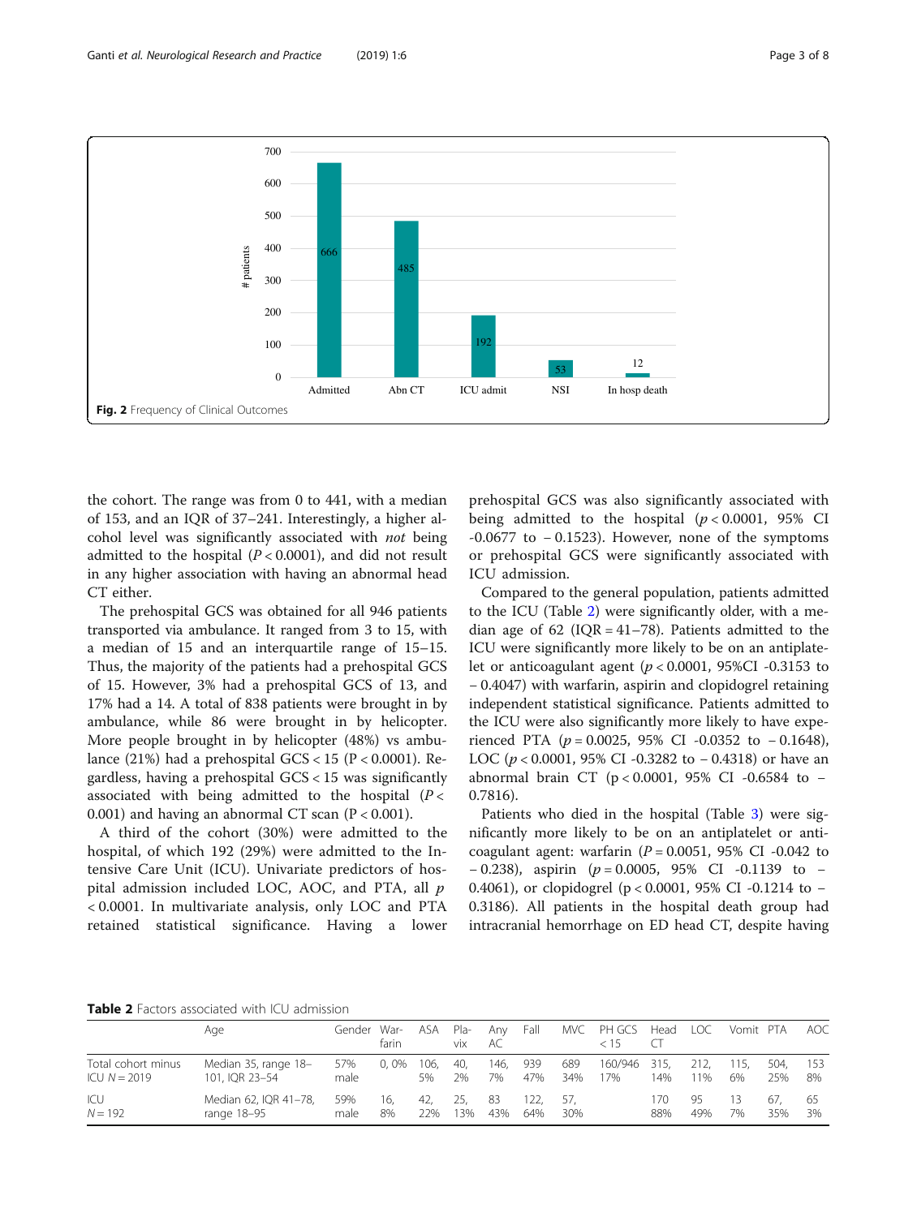**Fig. 2** Frequency of Clinical Outcomes

the cohort. The range was from 0 to 441, with a median of 153, and an IQR of 37–241. Interestingly, a higher alcohol level was significantly associated with *not* being admitted to the hospital ($P < 0.0001$), and did not result in any higher association with having an abnormal head CT either.

The prehospital GCS was obtained for all 946 patients transported via ambulance. It ranged from 3 to 15, with a median of 15 and an interquartile range of 15–15. Thus, the majority of the patients had a prehospital GCS of 15. However, 3% had a prehospital GCS of 13, and 17% had a 14. A total of 838 patients were brought in by ambulance, while 86 were brought in by helicopter. More people brought in by helicopter (48%) vs ambulance (21%) had a prehospital GCS < 15 ($P < 0.0001$). Regardless, having a prehospital GCS < 15 was significantly associated with being admitted to the hospital ($P < 0.001$) and having an abnormal CT scan ($P < 0.001$).

A third of the cohort (30%) were admitted to the hospital, of which 192 (29%) were admitted to the Intensive Care Unit (ICU). Univariate predictors of hospital admission included LOC, AOC, and PTA, all $p < 0.0001$. In multivariate analysis, only LOC and PTA retained statistical significance. Having a lower prehospital GCS was also significantly associated with being admitted to the hospital ($p < 0.0001$, 95% CI -0.0677 to − 0.1523). However, none of the symptoms or prehospital GCS were significantly associated with ICU admission.

Compared to the general population, patients admitted to the ICU (Table 2) were significantly older, with a median age of 62 (IQR = 41–78). Patients admitted to the ICU were significantly more likely to be on an antiplatelet or anticoagulant agent ($p < 0.0001$, 95%CI -0.3153 to − 0.4047) with warfarin, aspirin and clopidogrel retaining independent statistical significance. Patients admitted to the ICU were also significantly more likely to have experienced PTA ($p = 0.0025$, 95% CI -0.0352 to − 0.1648), LOC ($p < 0.0001$, 95% CI -0.3282 to − 0.4318) or have an abnormal brain CT ($p < 0.0001$, 95% CI -0.6584 to − 0.7816).

Patients who died in the hospital (Table 3) were significantly more likely to be on an antiplatelet or anticoagulant agent: warfarin ($P = 0.0051$, 95% CI -0.042 to − 0.238), aspirin ($p = 0.0005$, 95% CI -0.1139 to − 0.4061), or clopidogrel ($p < 0.0001$, 95% CI -0.1214 to − 0.3186). All patients in the hospital death group had intracranial hemorrhage on ED head CT, despite having

**Table 2** Factors associated with ICU admission

| | Age | Gender | Warfarin | ASA | Plavix | Any AC | Fall | MVC | PH GCS < 15 | Head CT | LOC | Vomit | PTA | AOC |
|---|---|---|---|---|---|---|---|---|---|---|---|---|---|---|
| Total cohort minus ICU $N = 2019$ | Median 35, range 18–101, IQR 23–54 | 57% male | 0, 0% | 106, 5% | 40, 2% | 146, 7% | 939 47% | 689 34% | 160/946 17% | 315, 14% | 212, 11% | 115, 6% | 504, 25% | 153 8% |
| ICU $N = 192$ | Median 62, IQR 41–78, range 18–95 | 59% male | 16, 8% | 42, 22% | 25, 13% | 83 43% | 122, 64% | 57, 30% | | 170 88% | 95 49% | 13 7% | 67, 35% | 65 3% |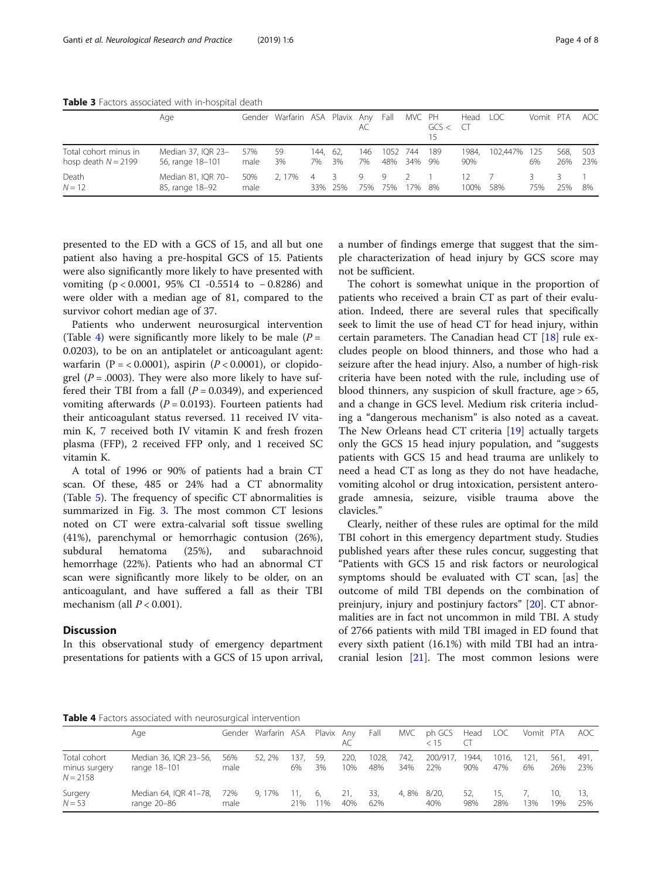**Table 3** Factors associated with in-hospital death

| | Age | Gender | Warfarin | ASA | Plavix | Any AC | Fall | MVC | PH GCS < 15 | Head CT | LOC | Vomit | PTA | AOC |
|---|---|---|---|---|---|---|---|---|---|---|---|---|---|---|
| Total cohort minus in hosp death $N = 2199$ | Median 37, IQR 23–56, range 18–101 | 57% male | 59 3% | 144, 7% | 62, 3% | 146 7% | 1052 48% | 744 34% | 189 9% | 1984, 90% | 102,447% | 125 6% | 568, 26% | 503 23% |
| Death $N = 12$ | Median 81, IQR 70–85, range 18–92 | 50% male | 2, 17% | 4 33% | 3 25% | 9 75% | 9 75% | 2 17% | 1 8% | 12 100% | 7 58% | 3 75% | 3 25% | 1 8% |

presented to the ED with a GCS of 15, and all but one patient also having a pre-hospital GCS of 15. Patients were also significantly more likely to have presented with vomiting (p < 0.0001, 95% CI -0.5514 to − 0.8286) and were older with a median age of 81, compared to the survivor cohort median age of 37.

Patients who underwent neurosurgical intervention (Table 4) were significantly more likely to be male ($P = 0.0203$), to be on an antiplatelet or anticoagulant agent: warfarin (P = < 0.0001), aspirin ($P < 0.0001$), or clopidogrel ($P = .0003$). They were also more likely to have suffered their TBI from a fall ($P = 0.0349$), and experienced vomiting afterwards ($P = 0.0193$). Fourteen patients had their anticoagulant status reversed. 11 received IV vitamin K, 7 received both IV vitamin K and fresh frozen plasma (FFP), 2 received FFP only, and 1 received SC vitamin K.

A total of 1996 or 90% of patients had a brain CT scan. Of these, 485 or 24% had a CT abnormality (Table 5). The frequency of specific CT abnormalities is summarized in Fig. 3. The most common CT lesions noted on CT were extra-calvarial soft tissue swelling (41%), parenchymal or hemorrhagic contusion (26%), subdural hematoma (25%), and subarachnoid hemorrhage (22%). Patients who had an abnormal CT scan were significantly more likely to be older, on an anticoagulant, and have suffered a fall as their TBI mechanism (all $P < 0.001$).

## Discussion

In this observational study of emergency department presentations for patients with a GCS of 15 upon arrival, a number of findings emerge that suggest that the simple characterization of head injury by GCS score may not be sufficient.

The cohort is somewhat unique in the proportion of patients who received a brain CT as part of their evaluation. Indeed, there are several rules that specifically seek to limit the use of head CT for head injury, within certain parameters. The Canadian head CT [18] rule excludes people on blood thinners, and those who had a seizure after the head injury. Also, a number of high-risk criteria have been noted with the rule, including use of blood thinners, any suspicion of skull fracture, age > 65, and a change in GCS level. Medium risk criteria including a "dangerous mechanism" is also noted as a caveat. The New Orleans head CT criteria [19] actually targets only the GCS 15 head injury population, and "suggests patients with GCS 15 and head trauma are unlikely to need a head CT as long as they do not have headache, vomiting alcohol or drug intoxication, persistent anterograde amnesia, seizure, visible trauma above the clavicles."

Clearly, neither of these rules are optimal for the mild TBI cohort in this emergency department study. Studies published years after these rules concur, suggesting that "Patients with GCS 15 and risk factors or neurological symptoms should be evaluated with CT scan, [as] the outcome of mild TBI depends on the combination of preinjury, injury and postinjury factors" [20]. CT abnormalities are in fact not uncommon in mild TBI. A study of 2766 patients with mild TBI imaged in ED found that every sixth patient (16.1%) with mild TBI had an intracranial lesion [21]. The most common lesions were

**Table 4** Factors associated with neurosurgical intervention

| | Age | Gender | Warfarin | ASA | Plavix | Any AC | Fall | MVC | ph GCS < 15 | Head CT | LOC | Vomit | PTA | AOC |
|---|---|---|---|---|---|---|---|---|---|---|---|---|---|---|
| Total cohort minus surgery $N = 2158$ | Median 36, IQR 23–56, range 18–101 | 56% male | 52, 2% | 137, 6% | 59, 3% | 220, 10% | 1028, 48% | 742, 34% | 200/917, 22% | 1944, 90% | 1016, 47% | 121, 6% | 561, 26% | 491, 23% |
| Surgery $N = 53$ | Median 64, IQR 41–78, range 20–86 | 72% male | 9, 17% | 11, 21% | 6, 11% | 21, 40% | 33, 62% | 4, 8% | 8/20, 40% | 52, 98% | 15, 28% | 7, 13% | 10, 19% | 13, 25% |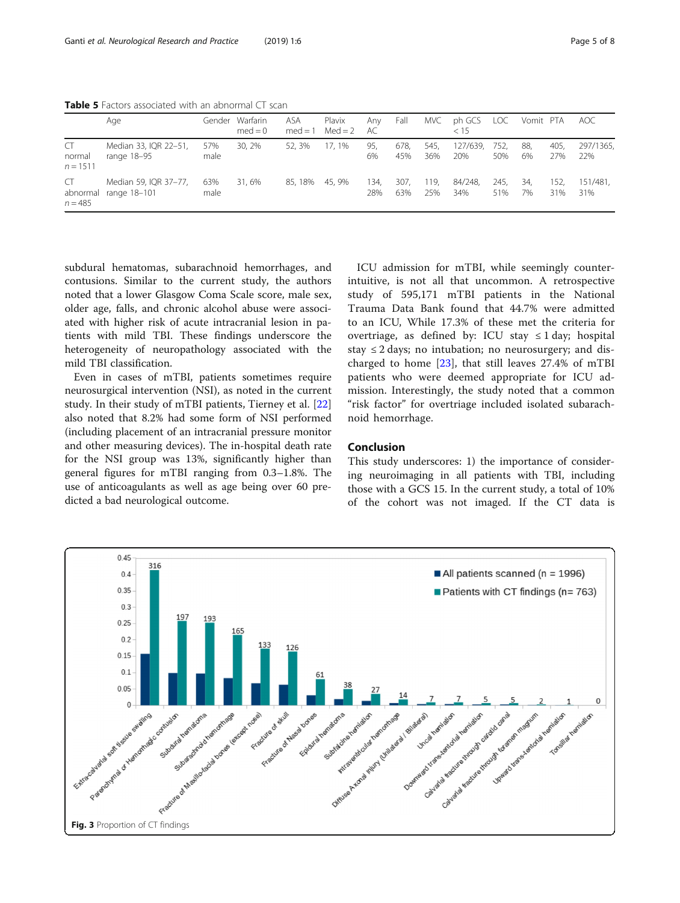**Table 5** Factors associated with an abnormal CT scan

| | Age | Gender | Warfarin med = 0 | ASA med = 1 | Plavix Med = 2 | Any AC | Fall | MVC | ph GCS < 15 | LOC | Vomit | PTA | AOC |
|---|---|---|---|---|---|---|---|---|---|---|---|---|---|
| CT normal n = 1511 | Median 33, IQR 22–51, range 18–95 | 57% male | 30, 2% | 52, 3% | 17, 1% | 95, 6% | 678, 45% | 545, 36% | 127/639, 20% | 752, 50% | 88, 6% | 405, 27% | 297/1365, 22% |
| CT abnormal n = 485 | Median 59, IQR 37–77, range 18–101 | 63% male | 31, 6% | 85, 18% | 45, 9% | 134, 28% | 307, 63% | 119, 25% | 84/248, 34% | 245, 51% | 34, 7% | 152, 31% | 151/481, 31% |

subdural hematomas, subarachnoid hemorrhages, and contusions. Similar to the current study, the authors noted that a lower Glasgow Coma Scale score, male sex, older age, falls, and chronic alcohol abuse were associated with higher risk of acute intracranial lesion in patients with mild TBI. These findings underscore the heterogeneity of neuropathology associated with the mild TBI classification.

Even in cases of mTBI, patients sometimes require neurosurgical intervention (NSI), as noted in the current study. In their study of mTBI patients, Tierney et al. [22] also noted that 8.2% had some form of NSI performed (including placement of an intracranial pressure monitor and other measuring devices). The in-hospital death rate for the NSI group was 13%, significantly higher than general figures for mTBI ranging from 0.3–1.8%. The use of anticoagulants as well as age being over 60 predicted a bad neurological outcome.

ICU admission for mTBI, while seemingly counterintuitive, is not all that uncommon. A retrospective study of 595,171 mTBI patients in the National Trauma Data Bank found that 44.7% were admitted to an ICU, While 17.3% of these met the criteria for overtriage, as defined by: ICU stay ≤ 1 day; hospital stay ≤ 2 days; no intubation; no neurosurgery; and discharged to home [23], that still leaves 27.4% of mTBI patients who were deemed appropriate for ICU admission. Interestingly, the study noted that a common "risk factor" for overtriage included isolated subarachnoid hemorrhage.

## Conclusion

This study underscores: 1) the importance of considering neuroimaging in all patients with TBI, including those with a GCS 15. In the current study, a total of 10% of the cohort was not imaged. If the CT data is

**Fig. 3** Proportion of CT findings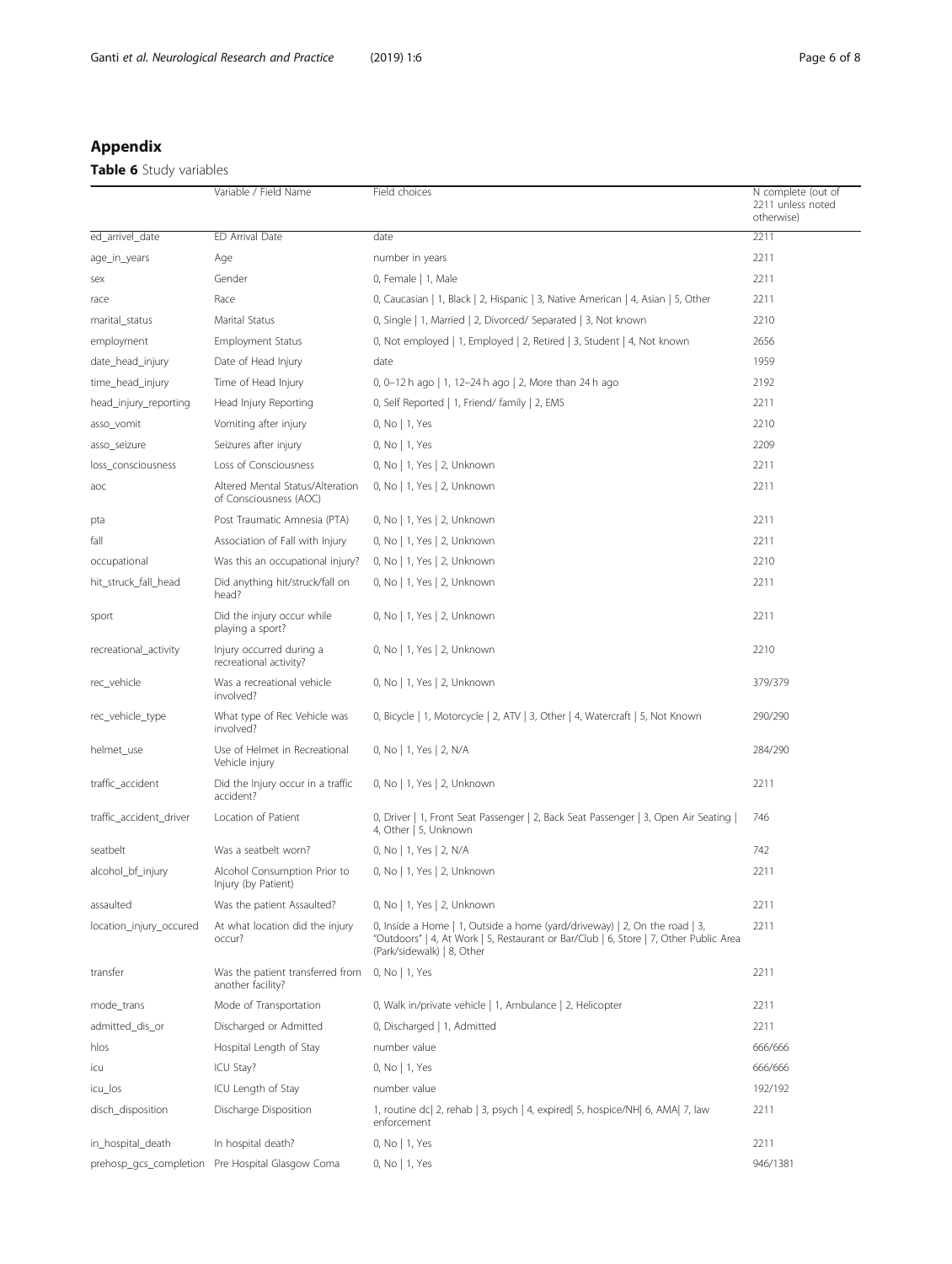## Appendix

**Table 6** Study variables

| | Variable / Field Name | Field choices | N complete (out of 2211 unless noted otherwise) |
|---|---|---|---|
| ed_arrivel_date | ED Arrival Date | date | 2211 |
| age_in_years | Age | number in years | 2211 |
| sex | Gender | 0, Female \| 1, Male | 2211 |
| race | Race | 0, Caucasian \| 1, Black \| 2, Hispanic \| 3, Native American \| 4, Asian \| 5, Other | 2211 |
| marital_status | Marital Status | 0, Single \| 1, Married \| 2, Divorced/ Separated \| 3, Not known | 2210 |
| employment | Employment Status | 0, Not employed \| 1, Employed \| 2, Retired \| 3, Student \| 4, Not known | 2656 |
| date_head_injury | Date of Head Injury | date | 1959 |
| time_head_injury | Time of Head Injury | 0, 0–12 h ago \| 1, 12–24 h ago \| 2, More than 24 h ago | 2192 |
| head_injury_reporting | Head Injury Reporting | 0, Self Reported \| 1, Friend/ family \| 2, EMS | 2211 |
| asso_vomit | Vomiting after injury | 0, No \| 1, Yes | 2210 |
| asso_seizure | Seizures after injury | 0, No \| 1, Yes | 2209 |
| loss_consciousness | Loss of Consciousness | 0, No \| 1, Yes \| 2, Unknown | 2211 |
| aoc | Altered Mental Status/Alteration of Consciousness (AOC) | 0, No \| 1, Yes \| 2, Unknown | 2211 |
| pta | Post Traumatic Amnesia (PTA) | 0, No \| 1, Yes \| 2, Unknown | 2211 |
| fall | Association of Fall with Injury | 0, No \| 1, Yes \| 2, Unknown | 2211 |
| occupational | Was this an occupational injury? | 0, No \| 1, Yes \| 2, Unknown | 2210 |
| hit_struck_fall_head | Did anything hit/struck/fall on head? | 0, No \| 1, Yes \| 2, Unknown | 2211 |
| sport | Did the injury occur while playing a sport? | 0, No \| 1, Yes \| 2, Unknown | 2211 |
| recreational_activity | Injury occurred during a recreational activity? | 0, No \| 1, Yes \| 2, Unknown | 2210 |
| rec_vehicle | Was a recreational vehicle involved? | 0, No \| 1, Yes \| 2, Unknown | 379/379 |
| rec_vehicle_type | What type of Rec Vehicle was involved? | 0, Bicycle \| 1, Motorcycle \| 2, ATV \| 3, Other \| 4, Watercraft \| 5, Not Known | 290/290 |
| helmet_use | Use of Helmet in Recreational Vehicle injury | 0, No \| 1, Yes \| 2, N/A | 284/290 |
| traffic_accident | Did the Injury occur in a traffic accident? | 0, No \| 1, Yes \| 2, Unknown | 2211 |
| traffic_accident_driver | Location of Patient | 0, Driver \| 1, Front Seat Passenger \| 2, Back Seat Passenger \| 3, Open Air Seating \| 4, Other \| 5, Unknown | 746 |
| seatbelt | Was a seatbelt worn? | 0, No \| 1, Yes \| 2, N/A | 742 |
| alcohol_bf_injury | Alcohol Consumption Prior to Injury (by Patient) | 0, No \| 1, Yes \| 2, Unknown | 2211 |
| assaulted | Was the patient Assaulted? | 0, No \| 1, Yes \| 2, Unknown | 2211 |
| location_injury_occured | At what location did the injury occur? | 0, Inside a Home \| 1, Outside a home (yard/driveway) \| 2, On the road \| 3, "Outdoors" \| 4, At Work \| 5, Restaurant or Bar/Club \| 6, Store \| 7, Other Public Area (Park/sidewalk) \| 8, Other | 2211 |
| transfer | Was the patient transferred from another facility? | 0, No \| 1, Yes | 2211 |
| mode_trans | Mode of Transportation | 0, Walk in/private vehicle \| 1, Ambulance \| 2, Helicopter | 2211 |
| admitted_dis_or | Discharged or Admitted | 0, Discharged \| 1, Admitted | 2211 |
| hlos | Hospital Length of Stay | number value | 666/666 |
| icu | ICU Stay? | 0, No \| 1, Yes | 666/666 |
| icu_los | ICU Length of Stay | number value | 192/192 |
| disch_disposition | Discharge Disposition | 1, routine dc\| 2, rehab \| 3, psych \| 4, expired\| 5, hospice/NH\| 6, AMA\| 7, law enforcement | 2211 |
| in_hospital_death | In hospital death? | 0, No \| 1, Yes | 2211 |
| prehosp_gcs_completion | Pre Hospital Glasgow Coma | 0, No \| 1, Yes | 946/1381 |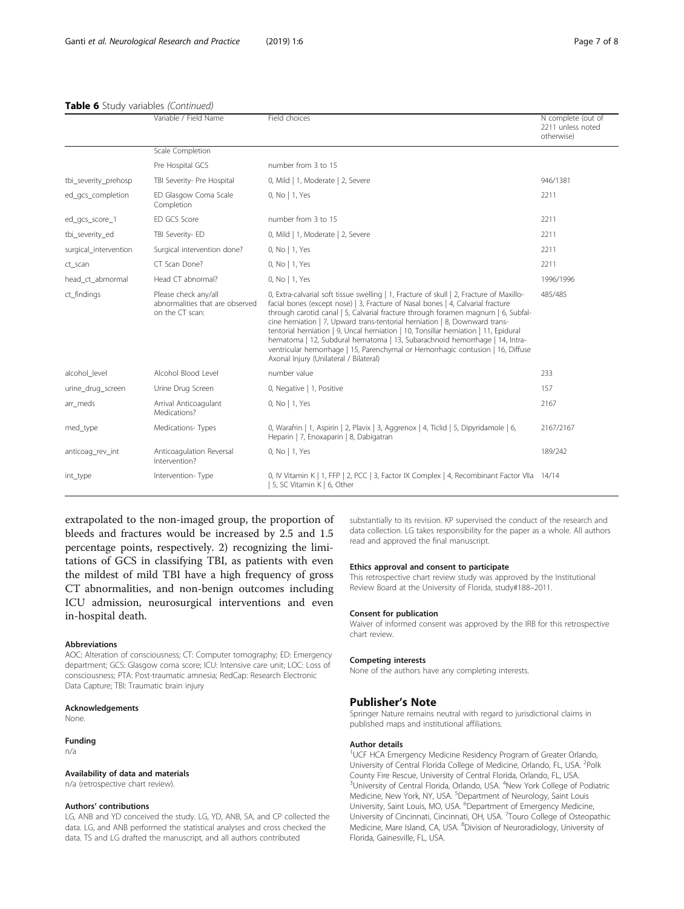**Table 6** Study variables *(Continued)*

| | Variable / Field Name | Field choices | N complete (out of 2211 unless noted otherwise) |
|---|---|---|---|
| | Scale Completion | | |
| | Pre Hospital GCS | number from 3 to 15 | |
| tbi_severity_prehosp | TBI Severity- Pre Hospital | 0, Mild \| 1, Moderate \| 2, Severe | 946/1381 |
| ed_gcs_completion | ED Glasgow Coma Scale Completion | 0, No \| 1, Yes | 2211 |
| ed_gcs_score_1 | ED GCS Score | number from 3 to 15 | 2211 |
| tbi_severity_ed | TBI Severity- ED | 0, Mild \| 1, Moderate \| 2, Severe | 2211 |
| surgical_intervention | Surgical intervention done? | 0, No \| 1, Yes | 2211 |
| ct_scan | CT Scan Done? | 0, No \| 1, Yes | 2211 |
| head_ct_abmormal | Head CT abnormal? | 0, No \| 1, Yes | 1996/1996 |
| ct_findings | Please check any/all abnormalities that are observed on the CT scan: | 0, Extra-calvarial soft tissue swelling \| 1, Fracture of skull \| 2, Fracture of Maxillo-facial bones (except nose) \| 3, Fracture of Nasal bones \| 4, Calvarial fracture through carotid canal \| 5, Calvarial fracture through foramen magnum \| 6, Subfalcine herniation \| 7, Upward trans-tentorial herniation \| 8, Downward trans-tentorial herniation \| 9, Uncal herniation \| 10, Tonsillar herniation \| 11, Epidural hematoma \| 12, Subdural hematoma \| 13, Subarachnoid hemorrhage \| 14, Intra-ventricular hemorrhage \| 15, Parenchymal or Hemorrhagic contusion \| 16, Diffuse Axonal Injury (Unilateral / Bilateral) | 485/485 |
| alcohol_level | Alcohol Blood Level | number value | 233 |
| urine_drug_screen | Urine Drug Screen | 0, Negative \| 1, Positive | 157 |
| arr_meds | Arrival Anticoagulant Medications? | 0, No \| 1, Yes | 2167 |
| med_type | Medications- Types | 0, Warafrin \| 1, Aspirin \| 2, Plavix \| 3, Aggrenox \| 4, Ticlid \| 5, Dipyridamole \| 6, Heparin \| 7, Enoxaparin \| 8, Dabigatran | 2167/2167 |
| anticoag_rev_int | Anticoagulation Reversal Intervention? | 0, No \| 1, Yes | 189/242 |
| int_type | Intervention- Type | 0, IV Vitamin K \| 1, FFP \| 2, PCC \| 3, Factor IX Complex \| 4, Recombinant Factor VIIa \| 5, SC Vitamin K \| 6, Other | 14/14 |

extrapolated to the non-imaged group, the proportion of bleeds and fractures would be increased by 2.5 and 1.5 percentage points, respectively. 2) recognizing the limitations of GCS in classifying TBI, as patients with even the mildest of mild TBI have a high frequency of gross CT abnormalities, and non-benign outcomes including ICU admission, neurosurgical interventions and even in-hospital death.

#### Abbreviations

AOC: Alteration of consciousness; CT: Computer tomography; ED: Emergency department; GCS: Glasgow coma score; ICU: Intensive care unit; LOC: Loss of consciousness; PTA: Post-traumatic amnesia; RedCap: Research Electronic Data Capture; TBI: Traumatic brain injury

#### Acknowledgements

None.

#### Funding

n/a

#### Availability of data and materials

n/a (retrospective chart review).

#### Authors' contributions

LG, ANB and YD conceived the study. LG, YD, ANB, SA, and CP collected the data. LG, and ANB performed the statistical analyses and cross checked the data. TS and LG drafted the manuscript, and all authors contributed substantially to its revision. KP supervised the conduct of the research and data collection. LG takes responsibility for the paper as a whole. All authors read and approved the final manuscript.

#### Ethics approval and consent to participate

This retrospective chart review study was approved by the Institutional Review Board at the University of Florida, study#188–2011.

#### Consent for publication

Waiver of informed consent was approved by the IRB for this retrospective chart review.

#### Competing interests

None of the authors have any completing interests.

## Publisher's Note

Springer Nature remains neutral with regard to jurisdictional claims in published maps and institutional affiliations.

#### Author details

[1]UCF HCA Emergency Medicine Residency Program of Greater Orlando, University of Central Florida College of Medicine, Orlando, FL, USA. [2]Polk County Fire Rescue, University of Central Florida, Orlando, FL, USA. [3]University of Central Florida, Orlando, USA. [4]New York College of Podiatric Medicine, New York, NY, USA. [5]Department of Neurology, Saint Louis University, Saint Louis, MO, USA. [6]Department of Emergency Medicine, University of Cincinnati, Cincinnati, OH, USA. [7]Touro College of Osteopathic Medicine, Mare Island, CA, USA. [8]Division of Neuroradiology, University of Florida, Gainesville, FL, USA.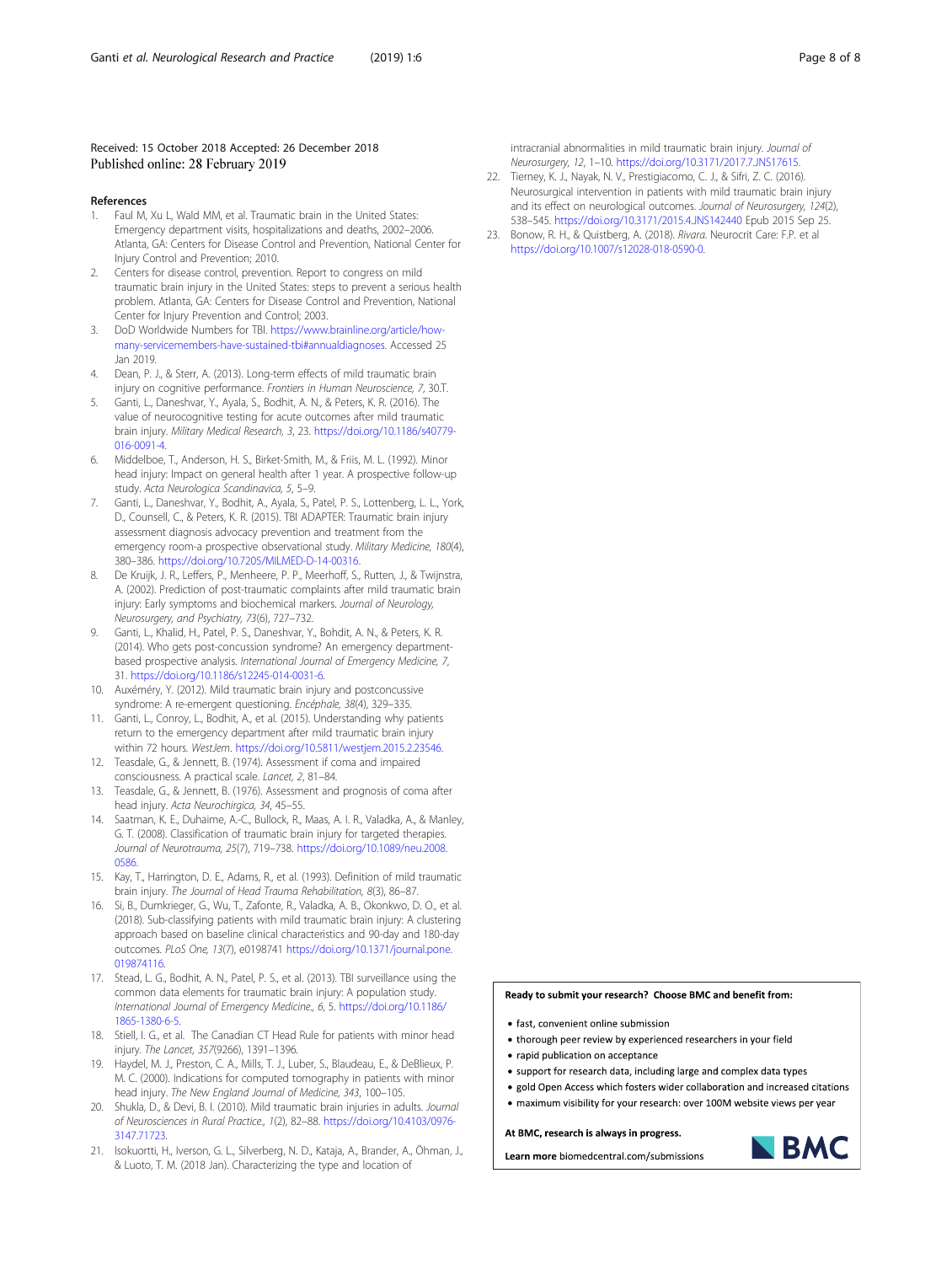Received: 15 October 2018 Accepted: 26 December 2018
Published online: 28 February 2019

## References

1. Faul M, Xu L, Wald MM, et al. Traumatic brain in the United States: Emergency department visits, hospitalizations and deaths, 2002–2006. Atlanta, GA: Centers for Disease Control and Prevention, National Center for Injury Control and Prevention; 2010.
2. Centers for disease control, prevention. Report to congress on mild traumatic brain injury in the United States: steps to prevent a serious health problem. Atlanta, GA: Centers for Disease Control and Prevention, National Center for Injury Prevention and Control; 2003.
3. DoD Worldwide Numbers for TBI. https://www.brainline.org/article/how-many-servicemembers-have-sustained-tbi#annualdiagnoses. Accessed 25 Jan 2019.
4. Dean, P. J., & Sterr, A. (2013). Long-term effects of mild traumatic brain injury on cognitive performance. *Frontiers in Human Neuroscience, 7*, 30.T.
5. Ganti, L., Daneshvar, Y., Ayala, S., Bodhit, A. N., & Peters, K. R. (2016). The value of neurocognitive testing for acute outcomes after mild traumatic brain injury. *Military Medical Research, 3*, 23. https://doi.org/10.1186/s40779-016-0091-4.
6. Middelboe, T., Anderson, H. S., Birket-Smith, M., & Friis, M. L. (1992). Minor head injury: Impact on general health after 1 year. A prospective follow-up study. *Acta Neurologica Scandinavica, 5*, 5–9.
7. Ganti, L., Daneshvar, Y., Bodhit, A., Ayala, S., Patel, P. S., Lottenberg, L. L., York, D., Counsell, C., & Peters, K. R. (2015). TBI ADAPTER: Traumatic brain injury assessment diagnosis advocacy prevention and treatment from the emergency room-a prospective observational study. *Military Medicine, 180*(4), 380–386. https://doi.org/10.7205/MILMED-D-14-00316.
8. De Kruijk, J. R., Leffers, P., Menheere, P. P., Meerhoff, S., Rutten, J., & Twijnstra, A. (2002). Prediction of post-traumatic complaints after mild traumatic brain injury: Early symptoms and biochemical markers. *Journal of Neurology, Neurosurgery, and Psychiatry, 73*(6), 727–732.
9. Ganti, L., Khalid, H., Patel, P. S., Daneshvar, Y., Bohdit, A. N., & Peters, K. R. (2014). Who gets post-concussion syndrome? An emergency department-based prospective analysis. *International Journal of Emergency Medicine, 7*, 31. https://doi.org/10.1186/s12245-014-0031-6.
10. Auxéméry, Y. (2012). Mild traumatic brain injury and postconcussive syndrome: A re-emergent questioning. *Encéphale, 38*(4), 329–335.
11. Ganti, L., Conroy, L., Bodhit, A., et al. (2015). Understanding why patients return to the emergency department after mild traumatic brain injury within 72 hours. *WestJem*. https://doi.org/10.5811/westjem.2015.2.23546.
12. Teasdale, G., & Jennett, B. (1974). Assessment if coma and impaired consciousness. A practical scale. *Lancet, 2*, 81–84.
13. Teasdale, G., & Jennett, B. (1976). Assessment and prognosis of coma after head injury. *Acta Neurochirgica, 34*, 45–55.
14. Saatman, K. E., Duhaime, A.-C., Bullock, R., Maas, A. I. R., Valadka, A., & Manley, G. T. (2008). Classification of traumatic brain injury for targeted therapies. *Journal of Neurotrauma, 25*(7), 719–738. https://doi.org/10.1089/neu.2008.0586.
15. Kay, T., Harrington, D. E., Adams, R., et al. (1993). Definition of mild traumatic brain injury. *The Journal of Head Trauma Rehabilitation, 8*(3), 86–87.
16. Si, B., Dumkrieger, G., Wu, T., Zafonte, R., Valadka, A. B., Okonkwo, D. O., et al. (2018). Sub-classifying patients with mild traumatic brain injury: A clustering approach based on baseline clinical characteristics and 90-day and 180-day outcomes. *PLoS One, 13*(7), e0198741 https://doi.org/10.1371/journal.pone.019874116.
17. Stead, L. G., Bodhit, A. N., Patel, P. S., et al. (2013). TBI surveillance using the common data elements for traumatic brain injury: A population study. *International Journal of Emergency Medicine., 6*, 5. https://doi.org/10.1186/1865-1380-6-5.
18. Stiell, I. G., et al. The Canadian CT Head Rule for patients with minor head injury. *The Lancet, 357*(9266), 1391–1396.
19. Haydel, M. J., Preston, C. A., Mills, T. J., Luber, S., Blaudeau, E., & DeBlieux, P. M. C. (2000). Indications for computed tomography in patients with minor head injury. *The New England Journal of Medicine, 343*, 100–105.
20. Shukla, D., & Devi, B. I. (2010). Mild traumatic brain injuries in adults. *Journal of Neurosciences in Rural Practice., 1*(2), 82–88. https://doi.org/10.4103/0976-3147.71723.
21. Isokuortti, H., Iverson, G. L., Silverberg, N. D., Kataja, A., Brander, A., Öhman, J., & Luoto, T. M. (2018 Jan). Characterizing the type and location of intracranial abnormalities in mild traumatic brain injury. *Journal of Neurosurgery, 12*, 1–10. https://doi.org/10.3171/2017.7.JNS17615.
22. Tierney, K. J., Nayak, N. V., Prestigiacomo, C. J., & Sifri, Z. C. (2016). Neurosurgical intervention in patients with mild traumatic brain injury and its effect on neurological outcomes. *Journal of Neurosurgery, 124*(2), 538–545. https://doi.org/10.3171/2015.4.JNS142440 Epub 2015 Sep 25.
23. Bonow, R. H., & Quistberg, A. (2018). *Rivara*. Neurocrit Care: F.P. et al https://doi.org/10.1007/s12028-018-0590-0.